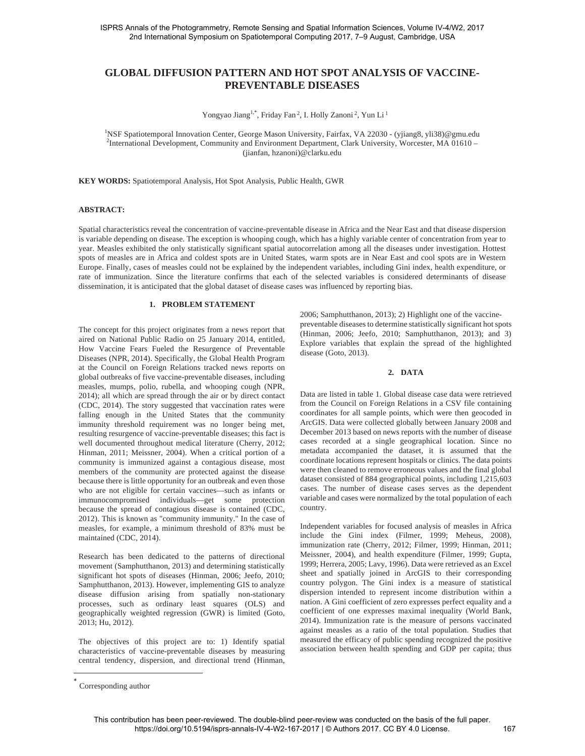# GLOBAL DIFFUSION PATTERN AND HOT SPOT ANALYSIS OF VACCINE-PREVENTABLE DISEASES

Yongyao Jiang[1,*], Friday Fan[2], I. Holly Zanoni[2], Yun Li[1]

[1]NSF Spatiotemporal Innovation Center, George Mason University, Fairfax, VA 22030 - (yjiang8, yli38)@gmu.edu
[2]International Development, Community and Environment Department, Clark University, Worcester, MA 01610 – (jianfan, hzanoni)@clarku.edu

**KEY WORDS:** Spatiotemporal Analysis, Hot Spot Analysis, Public Health, GWR

**ABSTRACT:**

Spatial characteristics reveal the concentration of vaccine-preventable disease in Africa and the Near East and that disease dispersion is variable depending on disease. The exception is whooping cough, which has a highly variable center of concentration from year to year. Measles exhibited the only statistically significant spatial autocorrelation among all the diseases under investigation. Hottest spots of measles are in Africa and coldest spots are in United States, warm spots are in Near East and cool spots are in Western Europe. Finally, cases of measles could not be explained by the independent variables, including Gini index, health expenditure, or rate of immunization. Since the literature confirms that each of the selected variables is considered determinants of disease dissemination, it is anticipated that the global dataset of disease cases was influenced by reporting bias.

## 1. PROBLEM STATEMENT

The concept for this project originates from a news report that aired on National Public Radio on 25 January 2014, entitled, How Vaccine Fears Fueled the Resurgence of Preventable Diseases (NPR, 2014). Specifically, the Global Health Program at the Council on Foreign Relations tracked news reports on global outbreaks of five vaccine-preventable diseases, including measles, mumps, polio, rubella, and whooping cough (NPR, 2014); all which are spread through the air or by direct contact (CDC, 2014). The story suggested that vaccination rates were falling enough in the United States that the community immunity threshold requirement was no longer being met, resulting resurgence of vaccine-preventable diseases; this fact is well documented throughout medical literature (Cherry, 2012; Hinman, 2011; Meissner, 2004). When a critical portion of a community is immunized against a contagious disease, most members of the community are protected against the disease because there is little opportunity for an outbreak and even those who are not eligible for certain vaccines—such as infants or immunocompromised individuals—get some protection because the spread of contagious disease is contained (CDC, 2012). This is known as "community immunity." In the case of measles, for example, a minimum threshold of 83% must be maintained (CDC, 2014).

Research has been dedicated to the patterns of directional movement (Samphutthanon, 2013) and determining statistically significant hot spots of diseases (Hinman, 2006; Jeefo, 2010; Samphutthanon, 2013). However, implementing GIS to analyze disease diffusion arising from spatially non-stationary processes, such as ordinary least squares (OLS) and geographically weighted regression (GWR) is limited (Goto, 2013; Hu, 2012).

The objectives of this project are to: 1) Identify spatial characteristics of vaccine-preventable diseases by measuring central tendency, dispersion, and directional trend (Hinman, 2006; Samphutthanon, 2013); 2) Highlight one of the vaccine-preventable diseases to determine statistically significant hot spots (Hinman, 2006; Jeefo, 2010; Samphutthanon, 2013); and 3) Explore variables that explain the spread of the highlighted disease (Goto, 2013).

## 2. DATA

Data are listed in table 1. Global disease case data were retrieved from the Council on Foreign Relations in a CSV file containing coordinates for all sample points, which were then geocoded in ArcGIS. Data were collected globally between January 2008 and December 2013 based on news reports with the number of disease cases recorded at a single geographical location. Since no metadata accompanied the dataset, it is assumed that the coordinate locations represent hospitals or clinics. The data points were then cleaned to remove erroneous values and the final global dataset consisted of 884 geographical points, including 1,215,603 cases. The number of disease cases serves as the dependent variable and cases were normalized by the total population of each country.

Independent variables for focused analysis of measles in Africa include the Gini index (Filmer, 1999; Meheus, 2008), immunization rate (Cherry, 2012; Filmer, 1999; Hinman, 2011; Meissner, 2004), and health expenditure (Filmer, 1999; Gupta, 1999; Herrera, 2005; Lavy, 1996). Data were retrieved as an Excel sheet and spatially joined in ArcGIS to their corresponding country polygon. The Gini index is a measure of statistical dispersion intended to represent income distribution within a nation. A Gini coefficient of zero expresses perfect equality and a coefficient of one expresses maximal inequality (World Bank, 2014). Immunization rate is the measure of persons vaccinated against measles as a ratio of the total population. Studies that measured the efficacy of public spending recognized the positive association between health spending and GDP per capita; thus

* Corresponding author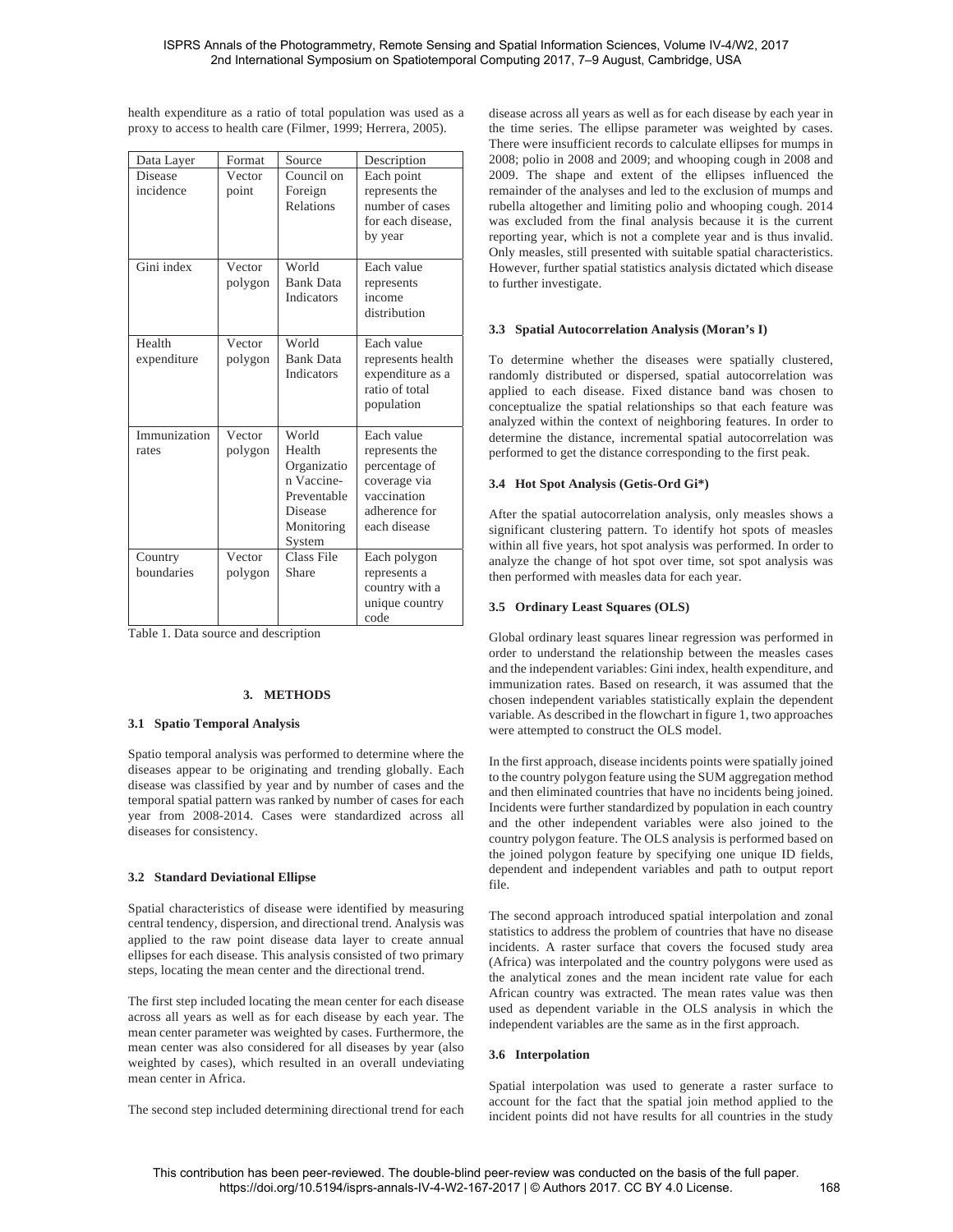health expenditure as a ratio of total population was used as a proxy to access to health care (Filmer, 1999; Herrera, 2005).

| Data Layer | Format | Source | Description |
|---|---|---|---|
| Disease incidence | Vector point | Council on Foreign Relations | Each point represents the number of cases for each disease, by year |
| Gini index | Vector polygon | World Bank Data Indicators | Each value represents income distribution |
| Health expenditure | Vector polygon | World Bank Data Indicators | Each value represents health expenditure as a ratio of total population |
| Immunization rates | Vector polygon | World Health Organization Vaccine-Preventable Disease Monitoring System | Each value represents the percentage of coverage via vaccination adherence for each disease |
| Country boundaries | Vector polygon | Class File Share | Each polygon represents a country with a unique country code |

Table 1. Data source and description

# 3. METHODS

## 3.1 Spatio Temporal Analysis

Spatio temporal analysis was performed to determine where the diseases appear to be originating and trending globally. Each disease was classified by year and by number of cases and the temporal spatial pattern was ranked by number of cases for each year from 2008-2014. Cases were standardized across all diseases for consistency.

## 3.2 Standard Deviational Ellipse

Spatial characteristics of disease were identified by measuring central tendency, dispersion, and directional trend. Analysis was applied to the raw point disease data layer to create annual ellipses for each disease. This analysis consisted of two primary steps, locating the mean center and the directional trend.

The first step included locating the mean center for each disease across all years as well as for each disease by each year. The mean center parameter was weighted by cases. Furthermore, the mean center was also considered for all diseases by year (also weighted by cases), which resulted in an overall undeviating mean center in Africa.

The second step included determining directional trend for each disease across all years as well as for each disease by each year in the time series. The ellipse parameter was weighted by cases. There were insufficient records to calculate ellipses for mumps in 2008; polio in 2008 and 2009; and whooping cough in 2008 and 2009. The shape and extent of the ellipses influenced the remainder of the analyses and led to the exclusion of mumps and rubella altogether and limiting polio and whooping cough. 2014 was excluded from the final analysis because it is the current reporting year, which is not a complete year and is thus invalid. Only measles, still presented with suitable spatial characteristics. However, further spatial statistics analysis dictated which disease to further investigate.

## 3.3 Spatial Autocorrelation Analysis (Moran's I)

To determine whether the diseases were spatially clustered, randomly distributed or dispersed, spatial autocorrelation was applied to each disease. Fixed distance band was chosen to conceptualize the spatial relationships so that each feature was analyzed within the context of neighboring features. In order to determine the distance, incremental spatial autocorrelation was performed to get the distance corresponding to the first peak.

## 3.4 Hot Spot Analysis (Getis-Ord Gi*)

After the spatial autocorrelation analysis, only measles shows a significant clustering pattern. To identify hot spots of measles within all five years, hot spot analysis was performed. In order to analyze the change of hot spot over time, sot spot analysis was then performed with measles data for each year.

## 3.5 Ordinary Least Squares (OLS)

Global ordinary least squares linear regression was performed in order to understand the relationship between the measles cases and the independent variables: Gini index, health expenditure, and immunization rates. Based on research, it was assumed that the chosen independent variables statistically explain the dependent variable. As described in the flowchart in figure 1, two approaches were attempted to construct the OLS model.

In the first approach, disease incidents points were spatially joined to the country polygon feature using the SUM aggregation method and then eliminated countries that have no incidents being joined. Incidents were further standardized by population in each country and the other independent variables were also joined to the country polygon feature. The OLS analysis is performed based on the joined polygon feature by specifying one unique ID fields, dependent and independent variables and path to output report file.

The second approach introduced spatial interpolation and zonal statistics to address the problem of countries that have no disease incidents. A raster surface that covers the focused study area (Africa) was interpolated and the country polygons were used as the analytical zones and the mean incident rate value for each African country was extracted. The mean rates value was then used as dependent variable in the OLS analysis in which the independent variables are the same as in the first approach.

## 3.6 Interpolation

Spatial interpolation was used to generate a raster surface to account for the fact that the spatial join method applied to the incident points did not have results for all countries in the study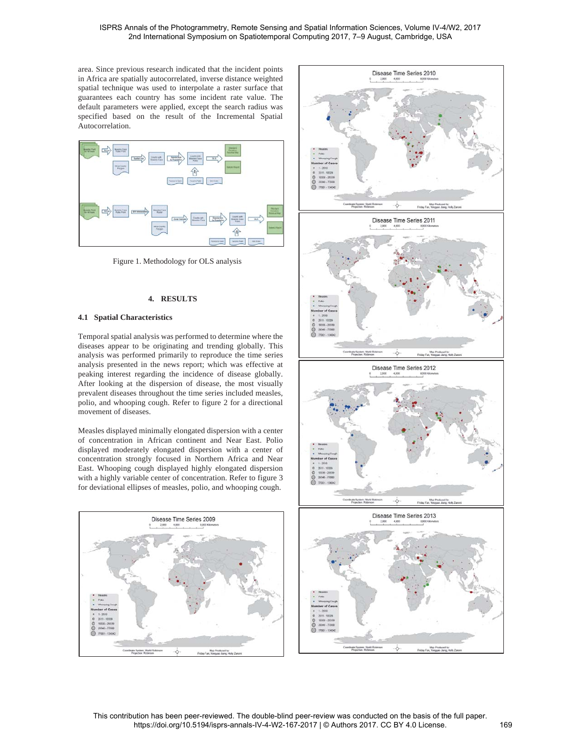area. Since previous research indicated that the incident points in Africa are spatially autocorrelated, inverse distance weighted spatial technique was used to interpolate a raster surface that guarantees each country has some incident rate value. The default parameters were applied, except the search radius was specified based on the result of the Incremental Spatial Autocorrelation.

Figure 1. Methodology for OLS analysis

## 4. RESULTS

### 4.1 Spatial Characteristics

Temporal spatial analysis was performed to determine where the diseases appear to be originating and trending globally. This analysis was performed primarily to reproduce the time series analysis presented in the news report; which was effective at peaking interest regarding the incidence of disease globally. After looking at the dispersion of disease, the most visually prevalent diseases throughout the time series included measles, polio, and whooping cough. Refer to figure 2 for a directional movement of diseases.

Measles displayed minimally elongated dispersion with a center of concentration in African continent and Near East. Polio displayed moderately elongated dispersion with a center of concentration strongly focused in Northern Africa and Near East. Whooping cough displayed highly elongated dispersion with a highly variable center of concentration. Refer to figure 3 for deviational ellipses of measles, polio, and whooping cough.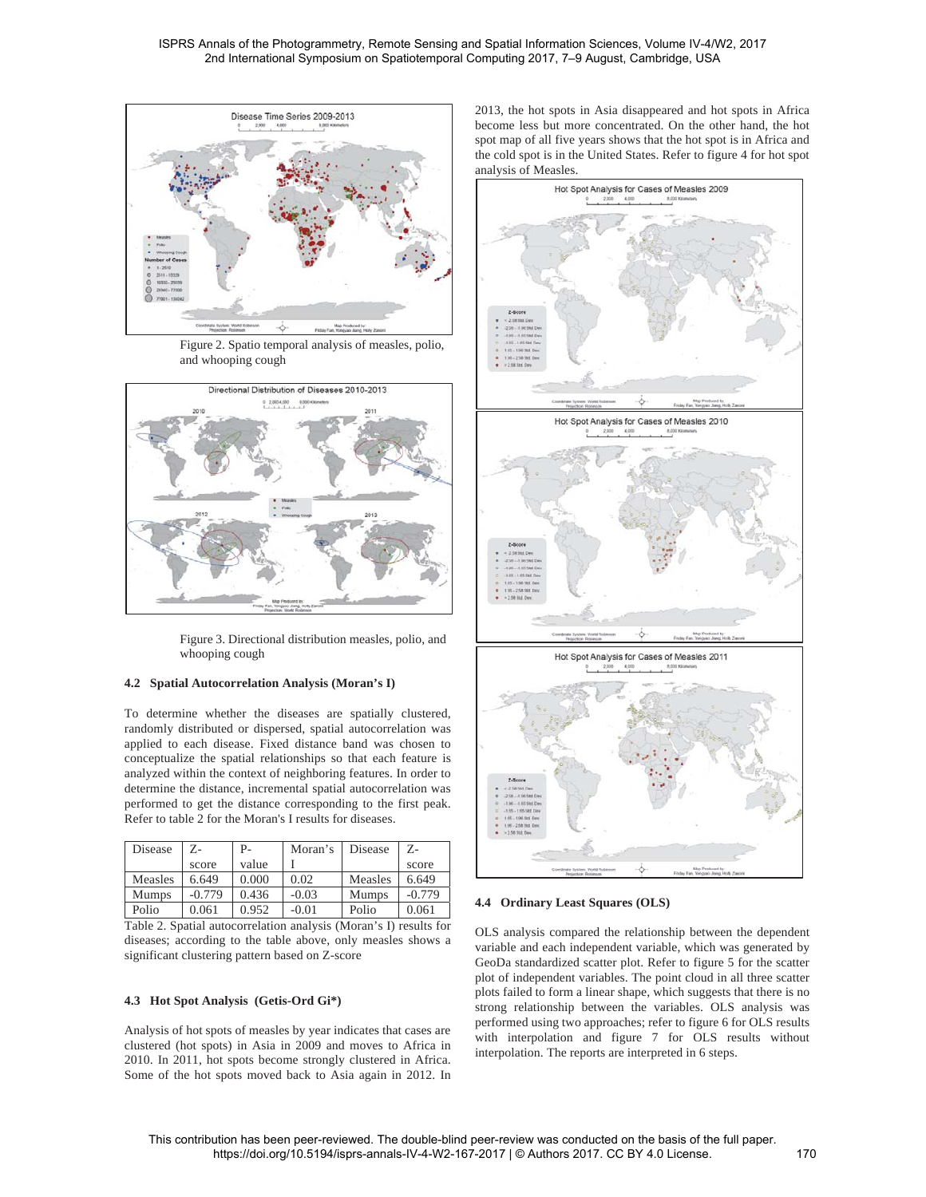Figure 2. Spatio temporal analysis of measles, polio, and whooping cough

Figure 3. Directional distribution measles, polio, and whooping cough

### 4.2 Spatial Autocorrelation Analysis (Moran's I)

To determine whether the diseases are spatially clustered, randomly distributed or dispersed, spatial autocorrelation was applied to each disease. Fixed distance band was chosen to conceptualize the spatial relationships so that each feature is analyzed within the context of neighboring features. In order to determine the distance, incremental spatial autocorrelation was performed to get the distance corresponding to the first peak. Refer to table 2 for the Moran's I results for diseases.

| Disease | Z-score | P-value | Moran's I | Disease | Z-score |
|---|---|---|---|---|---|
| Measles | 6.649 | 0.000 | 0.02 | Measles | 6.649 |
| Mumps | -0.779 | 0.436 | -0.03 | Mumps | -0.779 |
| Polio | 0.061 | 0.952 | -0.01 | Polio | 0.061 |

Table 2. Spatial autocorrelation analysis (Moran's I) results for diseases; according to the table above, only measles shows a significant clustering pattern based on Z-score

### 4.3 Hot Spot Analysis (Getis-Ord Gi*)

Analysis of hot spots of measles by year indicates that cases are clustered (hot spots) in Asia in 2009 and moves to Africa in 2010. In 2011, hot spots become strongly clustered in Africa. Some of the hot spots moved back to Asia again in 2012. In 2013, the hot spots in Asia disappeared and hot spots in Africa become less but more concentrated. On the other hand, the hot spot map of all five years shows that the hot spot is in Africa and the cold spot is in the United States. Refer to figure 4 for hot spot analysis of Measles.

### 4.4 Ordinary Least Squares (OLS)

OLS analysis compared the relationship between the dependent variable and each independent variable, which was generated by GeoDa standardized scatter plot. Refer to figure 5 for the scatter plot of independent variables. The point cloud in all three scatter plots failed to form a linear shape, which suggests that there is no strong relationship between the variables. OLS analysis was performed using two approaches; refer to figure 6 for OLS results with interpolation and figure 7 for OLS results without interpolation. The reports are interpreted in 6 steps.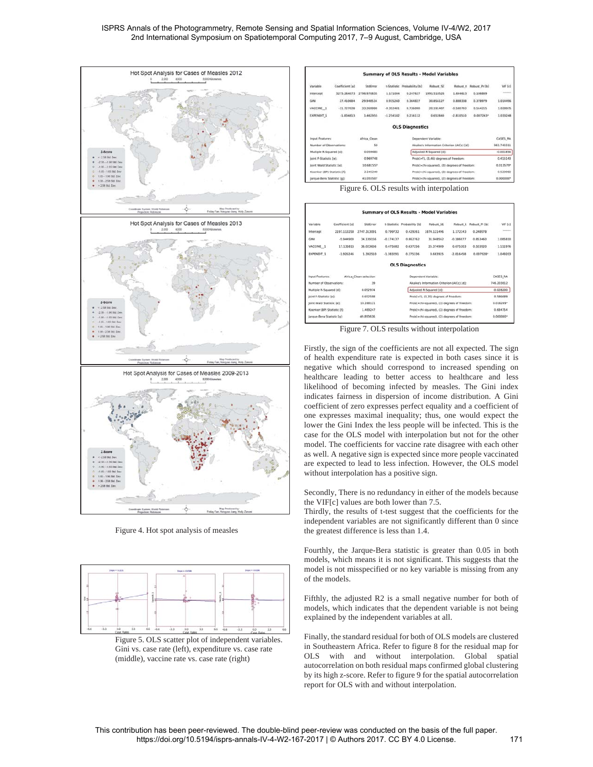Figure 4. Hot spot analysis of measles

Figure 5. OLS scatter plot of independent variables. Gini vs. case rate (left), expenditure vs. case rate (middle), vaccine rate vs. case rate (right)

**Summary of OLS Results - Model Variables**

| Variable | Coefficient [a] | StdError | t-Statistic | Probability [b] | Robust_SE | Robust_t | Robust_Pr [b] | VIF [c] |
|---|---|---|---|---|---|---|---|---|
| Intercept | 3275.264473 | 2796.970831 | 1.171004 | 0.247627 | 1991.510525 | 1.644613 | 0.106899 | -------- |
| GINI | 27.410484 | 29.948534 | 0.915260 | 0.364827 | 30.856127 | 0.888338 | 0.378979 | 1.014496 |
| VACCINE_1 | -11.727020 | 33.269999 | -0.352481 | 0.726090 | 20.191407 | -0.580793 | 0.564215 | 1.039975 |
| EXPENDIT_1 | -1.834813 | 1.462955 | -1.254182 | 0.216112 | 0.652848 | -2.810510 | 0.007243* | 1.033248 |

**OLS Diagnostics**

| | | | |
|---|---|---|---|
| Input Features: | Africa_Clean | Dependent Variable: | CASES_RA |
| Number of Observations: | 50 | Akaike's Information Criterion (AICc) [d]: | 961.740331 |
| Multiple R-Squared [d]: | 0.059483 | Adjusted R-Squared [d]: | -0.001856 |
| Joint F-Statistic [e]: | 0.969748 | Prob(>F), (3,46) degrees of freedom: | 0.415143 |
| Joint Wald Statistic [e]: | 10.681557 | Prob(>chi-squared), (3) degrees of freedom: | 0.013579* |
| Koenker (BP) Statistic [f]: | 2.245249 | Prob(>chi-squared), (3) degrees of freedom: | 0.523092 |
| Jarque-Bera Statistic [g]: | 41.055507 | Prob(>chi-squared), (2) degrees of freedom: | 0.000000* |

Figure 6. OLS results with interpolation

**Summary of OLS Results - Model Variables**

| Variable | Coefficient [a] | StdError | t-Statistic | Probability [b] | Robust_SE | Robust_t | Robust_Pr [b] | VIF [c] |
|---|---|---|---|---|---|---|---|---|
| Intercept | 2197.113258 | 2747.313091 | 0.799732 | 0.429261 | 1874.121496 | 1.172343 | 0.248978 | -------- |
| GINI | -5.944900 | 34.139156 | -0.174137 | 0.862762 | 31.948562 | -0.186077 | 0.853460 | 1.085810 |
| VACCINE_1 | 17.135815 | 36.023656 | 0.475682 | 0.637256 | 25.374989 | 0.675303 | 0.503920 | 1.111976 |
| EXPENDIT_1 | -1.926246 | 1.392510 | -1.383291 | 0.175336 | 0.683925 | -2.816458 | 0.007928* | 1.049263 |

**OLS Diagnostics**

| | | | |
|---|---|---|---|
| Input Features: | Africa_Clean selection | Dependent Variable: | CASES_RA |
| Number of Observations: | 39 | Akaike's Information Criterion (AICc) [d]: | 746.203812 |
| Multiple R-Squared [d]: | 0.052974 | Adjusted R-Squared [d]: | -0.028200 |
| Joint F-Statistic [e]: | 0.652598 | Prob(>F), (3,35) degrees of freedom: | 0.586689 |
| Joint Wald Statistic [e]: | 19.288121 | Prob(>chi-squared), (3) degrees of freedom: | 0.000269* |
| Koenker (BP) Statistic [f]: | 1.489247 | Prob(>chi-squared), (3) degrees of freedom: | 0.684754 |
| Jarque-Bera Statistic [g]: | 49.885616 | Prob(>chi-squared), (2) degrees of freedom: | 0.000000* |

Figure 7. OLS results without interpolation

Firstly, the sign of the coefficients are not all expected. The sign of health expenditure rate is expected in both cases since it is negative which should correspond to increased spending on healthcare leading to better access to healthcare and less likelihood of becoming infected by measles. The Gini index indicates fairness in dispersion of income distribution. A Gini coefficient of zero expresses perfect equality and a coefficient of one expresses maximal inequality; thus, one would expect the lower the Gini Index the less people will be infected. This is the case for the OLS model with interpolation but not for the other model. The coefficients for vaccine rate disagree with each other as well. A negative sign is expected since more people vaccinated are expected to lead to less infection. However, the OLS model without interpolation has a positive sign.

Secondly, There is no redundancy in either of the models because the VIF[c] values are both lower than 7.5.

Thirdly, the results of t-test suggest that the coefficients for the independent variables are not significantly different than 0 since the greatest difference is less than 1.4.

Fourthly, the Jarque-Bera statistic is greater than 0.05 in both models, which means it is not significant. This suggests that the model is not misspecified or no key variable is missing from any of the models.

Fifthly, the adjusted R2 is a small negative number for both of models, which indicates that the dependent variable is not being explained by the independent variables at all.

Finally, the standard residual for both of OLS models are clustered in Southeastern Africa. Refer to figure 8 for the residual map for OLS with and without interpolation. Global spatial autocorrelation on both residual maps confirmed global clustering by its high z-score. Refer to figure 9 for the spatial autocorrelation report for OLS with and without interpolation.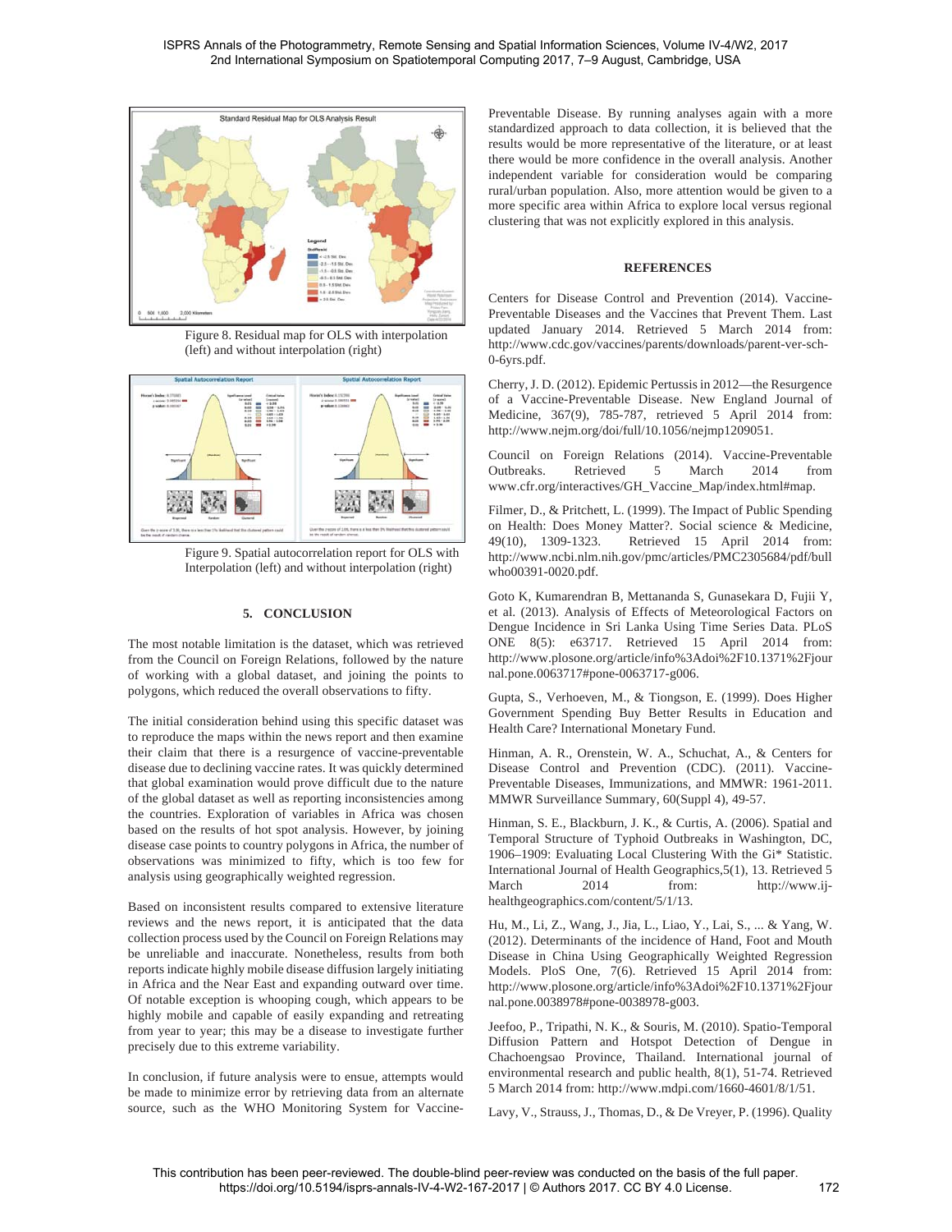Figure 8. Residual map for OLS with interpolation (left) and without interpolation (right)

Figure 9. Spatial autocorrelation report for OLS with Interpolation (left) and without interpolation (right)

## 5. CONCLUSION

The most notable limitation is the dataset, which was retrieved from the Council on Foreign Relations, followed by the nature of working with a global dataset, and joining the points to polygons, which reduced the overall observations to fifty.

The initial consideration behind using this specific dataset was to reproduce the maps within the news report and then examine their claim that there is a resurgence of vaccine-preventable disease due to declining vaccine rates. It was quickly determined that global examination would prove difficult due to the nature of the global dataset as well as reporting inconsistencies among the countries. Exploration of variables in Africa was chosen based on the results of hot spot analysis. However, by joining disease case points to country polygons in Africa, the number of observations was minimized to fifty, which is too few for analysis using geographically weighted regression.

Based on inconsistent results compared to extensive literature reviews and the news report, it is anticipated that the data collection process used by the Council on Foreign Relations may be unreliable and inaccurate. Nonetheless, results from both reports indicate highly mobile disease diffusion largely initiating in Africa and the Near East and expanding outward over time. Of notable exception is whooping cough, which appears to be highly mobile and capable of easily expanding and retreating from year to year; this may be a disease to investigate further precisely due to this extreme variability.

In conclusion, if future analysis were to ensue, attempts would be made to minimize error by retrieving data from an alternate source, such as the WHO Monitoring System for Vaccine-Preventable Disease. By running analyses again with a more standardized approach to data collection, it is believed that the results would be more representative of the literature, or at least there would be more confidence in the overall analysis. Another independent variable for consideration would be comparing rural/urban population. Also, more attention would be given to a more specific area within Africa to explore local versus regional clustering that was not explicitly explored in this analysis.

## REFERENCES

Centers for Disease Control and Prevention (2014). Vaccine-Preventable Diseases and the Vaccines that Prevent Them. Last updated January 2014. Retrieved 5 March 2014 from: http://www.cdc.gov/vaccines/parents/downloads/parent-ver-sch-0-6yrs.pdf.

Cherry, J. D. (2012). Epidemic Pertussis in 2012—the Resurgence of a Vaccine-Preventable Disease. New England Journal of Medicine, 367(9), 785-787, retrieved 5 April 2014 from: http://www.nejm.org/doi/full/10.1056/nejmp1209051.

Council on Foreign Relations (2014). Vaccine-Preventable Outbreaks. Retrieved 5 March 2014 from www.cfr.org/interactives/GH_Vaccine_Map/index.html#map.

Filmer, D., & Pritchett, L. (1999). The Impact of Public Spending on Health: Does Money Matter?. Social science & Medicine, 49(10), 1309-1323. Retrieved 15 April 2014 from: http://www.ncbi.nlm.nih.gov/pmc/articles/PMC2305684/pdf/bullwho00391-0020.pdf.

Goto K, Kumarendran B, Mettananda S, Gunasekara D, Fujii Y, et al. (2013). Analysis of Effects of Meteorological Factors on Dengue Incidence in Sri Lanka Using Time Series Data. PLoS ONE 8(5): e63717. Retrieved 15 April 2014 from: http://www.plosone.org/article/info%3Adoi%2F10.1371%2Fjournal.pone.0063717#pone-0063717-g006.

Gupta, S., Verhoeven, M., & Tiongson, E. (1999). Does Higher Government Spending Buy Better Results in Education and Health Care? International Monetary Fund.

Hinman, A. R., Orenstein, W. A., Schuchat, A., & Centers for Disease Control and Prevention (CDC). (2011). Vaccine-Preventable Diseases, Immunizations, and MMWR: 1961-2011. MMWR Surveillance Summary, 60(Suppl 4), 49-57.

Hinman, S. E., Blackburn, J. K., & Curtis, A. (2006). Spatial and Temporal Structure of Typhoid Outbreaks in Washington, DC, 1906–1909: Evaluating Local Clustering With the Gi* Statistic. International Journal of Health Geographics,5(1), 13. Retrieved 5 March 2014 from: http://www.ij-healthgeographics.com/content/5/1/13.

Hu, M., Li, Z., Wang, J., Jia, L., Liao, Y., Lai, S., ... & Yang, W. (2012). Determinants of the incidence of Hand, Foot and Mouth Disease in China Using Geographically Weighted Regression Models. PloS One, 7(6). Retrieved 15 April 2014 from: http://www.plosone.org/article/info%3Adoi%2F10.1371%2Fjournal.pone.0038978#pone-0038978-g003.

Jeefoo, P., Tripathi, N. K., & Souris, M. (2010). Spatio-Temporal Diffusion Pattern and Hotspot Detection of Dengue in Chachoengsao Province, Thailand. International journal of environmental research and public health, 8(1), 51-74. Retrieved 5 March 2014 from: http://www.mdpi.com/1660-4601/8/1/51.

Lavy, V., Strauss, J., Thomas, D., & De Vreyer, P. (1996). Quality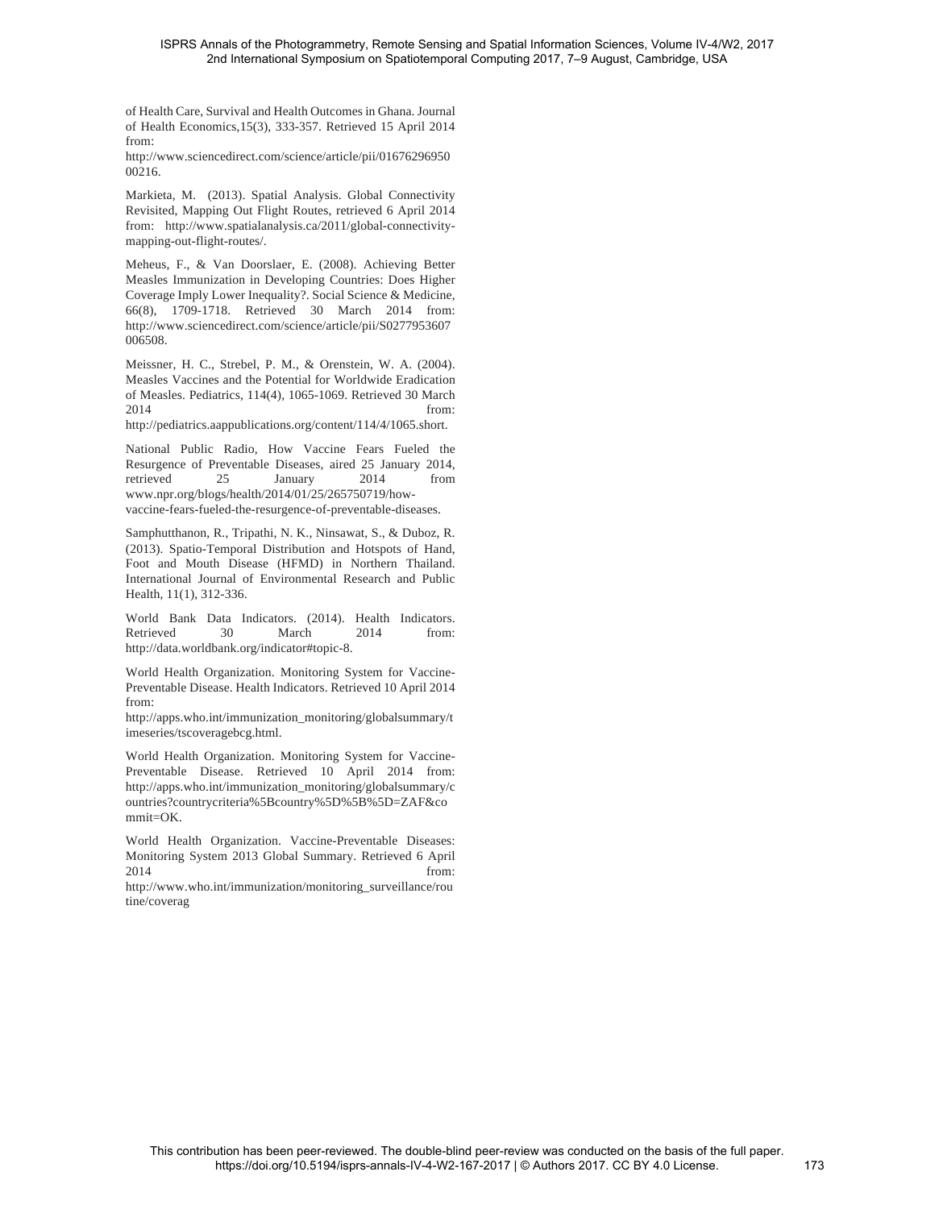of Health Care, Survival and Health Outcomes in Ghana. Journal of Health Economics,15(3), 333-357. Retrieved 15 April 2014 from: http://www.sciencedirect.com/science/article/pii/0167629695000216.

Markieta, M. (2013). Spatial Analysis. Global Connectivity Revisited, Mapping Out Flight Routes, retrieved 6 April 2014 from: http://www.spatialanalysis.ca/2011/global-connectivity-mapping-out-flight-routes/.

Meheus, F., & Van Doorslaer, E. (2008). Achieving Better Measles Immunization in Developing Countries: Does Higher Coverage Imply Lower Inequality?. Social Science & Medicine, 66(8), 1709-1718. Retrieved 30 March 2014 from: http://www.sciencedirect.com/science/article/pii/S0277953607006508.

Meissner, H. C., Strebel, P. M., & Orenstein, W. A. (2004). Measles Vaccines and the Potential for Worldwide Eradication of Measles. Pediatrics, 114(4), 1065-1069. Retrieved 30 March 2014 from: http://pediatrics.aappublications.org/content/114/4/1065.short.

National Public Radio, How Vaccine Fears Fueled the Resurgence of Preventable Diseases, aired 25 January 2014, retrieved 25 January 2014 from www.npr.org/blogs/health/2014/01/25/265750719/how-vaccine-fears-fueled-the-resurgence-of-preventable-diseases.

Samphutthanon, R., Tripathi, N. K., Ninsawat, S., & Duboz, R. (2013). Spatio-Temporal Distribution and Hotspots of Hand, Foot and Mouth Disease (HFMD) in Northern Thailand. International Journal of Environmental Research and Public Health, 11(1), 312-336.

World Bank Data Indicators. (2014). Health Indicators. Retrieved 30 March 2014 from: http://data.worldbank.org/indicator#topic-8.

World Health Organization. Monitoring System for Vaccine-Preventable Disease. Health Indicators. Retrieved 10 April 2014 from: http://apps.who.int/immunization_monitoring/globalsummary/timeseries/tscoveragebcg.html.

World Health Organization. Monitoring System for Vaccine-Preventable Disease. Retrieved 10 April 2014 from: http://apps.who.int/immunization_monitoring/globalsummary/countries?countrycriteria%5Bcountry%5D%5B%5D=ZAF&commit=OK.

World Health Organization. Vaccine-Preventable Diseases: Monitoring System 2013 Global Summary. Retrieved 6 April 2014 from: http://www.who.int/immunization/monitoring_surveillance/routine/coverag